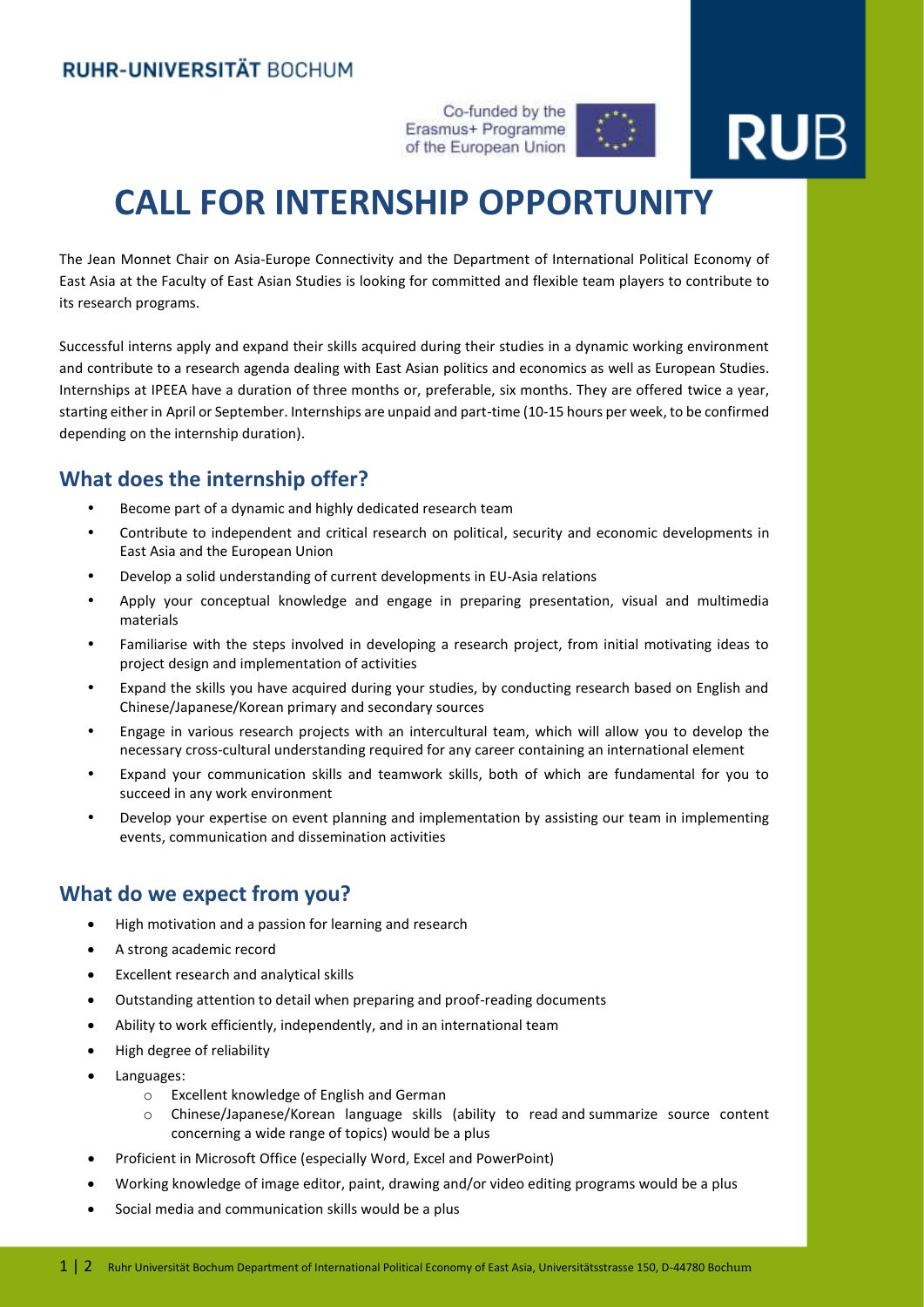RUHR-UNIVERSITÄT BOCHUM

Co-funded by the Erasmus+ Programme of the European Union

RUB

# CALL FOR INTERNSHIP OPPORTUNITY

The Jean Monnet Chair on Asia-Europe Connectivity and the Department of International Political Economy of East Asia at the Faculty of East Asian Studies is looking for committed and flexible team players to contribute to its research programs.

Successful interns apply and expand their skills acquired during their studies in a dynamic working environment and contribute to a research agenda dealing with East Asian politics and economics as well as European Studies. Internships at IPEEA have a duration of three months or, preferable, six months. They are offered twice a year, starting either in April or September. Internships are unpaid and part-time (10-15 hours per week, to be confirmed depending on the internship duration).

## What does the internship offer?

- Become part of a dynamic and highly dedicated research team
- Contribute to independent and critical research on political, security and economic developments in East Asia and the European Union
- Develop a solid understanding of current developments in EU-Asia relations
- Apply your conceptual knowledge and engage in preparing presentation, visual and multimedia materials
- Familiarise with the steps involved in developing a research project, from initial motivating ideas to project design and implementation of activities
- Expand the skills you have acquired during your studies, by conducting research based on English and Chinese/Japanese/Korean primary and secondary sources
- Engage in various research projects with an intercultural team, which will allow you to develop the necessary cross-cultural understanding required for any career containing an international element
- Expand your communication skills and teamwork skills, both of which are fundamental for you to succeed in any work environment
- Develop your expertise on event planning and implementation by assisting our team in implementing events, communication and dissemination activities

## What do we expect from you?

- High motivation and a passion for learning and research
- A strong academic record
- Excellent research and analytical skills
- Outstanding attention to detail when preparing and proof-reading documents
- Ability to work efficiently, independently, and in an international team
- High degree of reliability
- Languages:
  - Excellent knowledge of English and German
  - Chinese/Japanese/Korean language skills (ability to read and summarize source content concerning a wide range of topics) would be a plus
- Proficient in Microsoft Office (especially Word, Excel and PowerPoint)
- Working knowledge of image editor, paint, drawing and/or video editing programs would be a plus
- Social media and communication skills would be a plus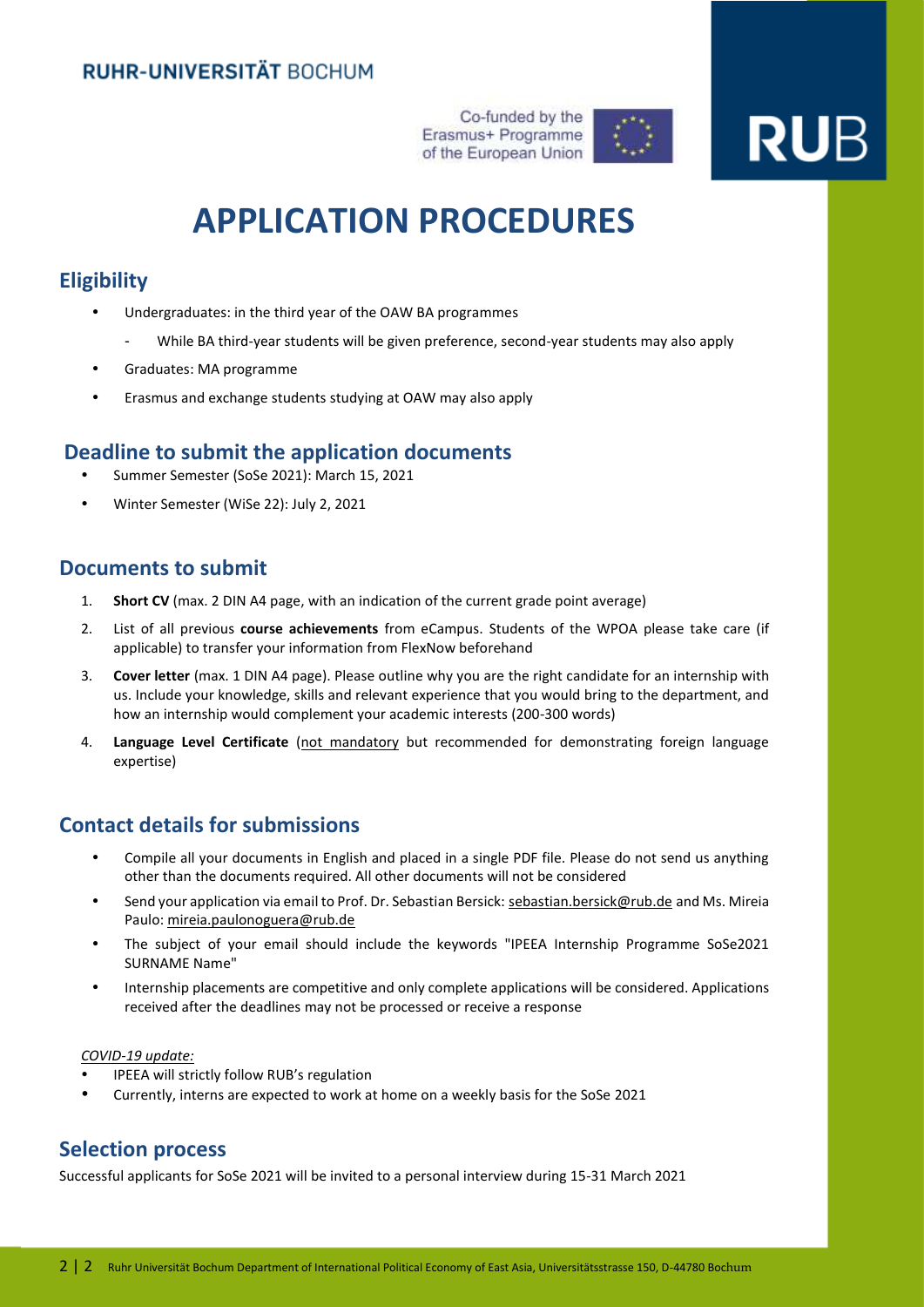RUHR-UNIVERSITÄT BOCHUM

Co-funded by the Erasmus+ Programme of the European Union

# APPLICATION PROCEDURES

## Eligibility

- Undergraduates: in the third year of the OAW BA programmes
    - While BA third-year students will be given preference, second-year students may also apply
- Graduates: MA programme
- Erasmus and exchange students studying at OAW may also apply

## Deadline to submit the application documents

- Summer Semester (SoSe 2021): March 15, 2021
- Winter Semester (WiSe 22): July 2, 2021

## Documents to submit

1. **Short CV** (max. 2 DIN A4 page, with an indication of the current grade point average)
2. List of all previous **course achievements** from eCampus. Students of the WPOA please take care (if applicable) to transfer your information from FlexNow beforehand
3. **Cover letter** (max. 1 DIN A4 page). Please outline why you are the right candidate for an internship with us. Include your knowledge, skills and relevant experience that you would bring to the department, and how an internship would complement your academic interests (200-300 words)
4. **Language Level Certificate** (not mandatory but recommended for demonstrating foreign language expertise)

## Contact details for submissions

- Compile all your documents in English and placed in a single PDF file. Please do not send us anything other than the documents required. All other documents will not be considered
- Send your application via email to Prof. Dr. Sebastian Bersick: sebastian.bersick@rub.de and Ms. Mireia Paulo: mireia.paulonoguera@rub.de
- The subject of your email should include the keywords "IPEEA Internship Programme SoSe2021 SURNAME Name"
- Internship placements are competitive and only complete applications will be considered. Applications received after the deadlines may not be processed or receive a response

*COVID-19 update:*

- IPEEA will strictly follow RUB's regulation
- Currently, interns are expected to work at home on a weekly basis for the SoSe 2021

## Selection process

Successful applicants for SoSe 2021 will be invited to a personal interview during 15-31 March 2021

Ruhr Universität Bochum Department of International Political Economy of East Asia, Universitätsstrasse 150, D-44780 Bochum